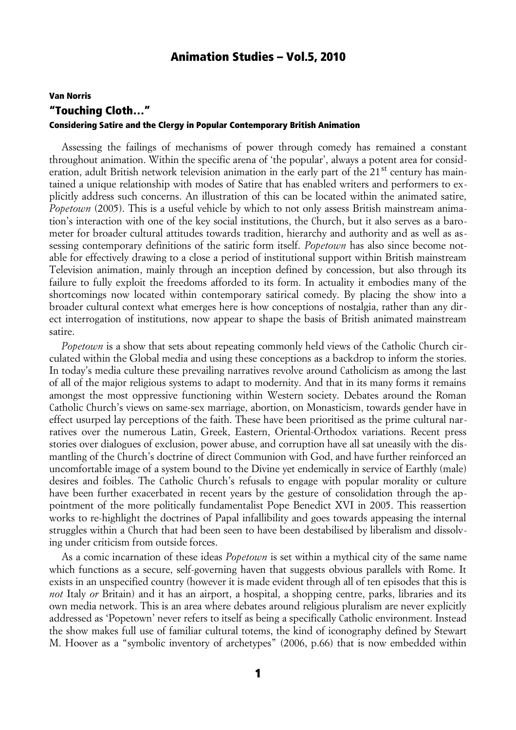**Van Norris**

# "Touching Cloth…"

### Considering Satire and the Clergy in Popular Contemporary British Animation

Assessing the failings of mechanisms of power through comedy has remained a constant throughout animation. Within the specific arena of 'the popular', always a potent area for consideration, adult British network television animation in the early part of the 21st century has maintained a unique relationship with modes of Satire that has enabled writers and performers to explicitly address such concerns. An illustration of this can be located within the animated satire, *Popetown* (2005). This is a useful vehicle by which to not only assess British mainstream animation's interaction with one of the key social institutions, the Church, but it also serves as a barometer for broader cultural attitudes towards tradition, hierarchy and authority and as well as assessing contemporary definitions of the satiric form itself. *Popetown* has also since become notable for effectively drawing to a close a period of institutional support within British mainstream Television animation, mainly through an inception defined by concession, but also through its failure to fully exploit the freedoms afforded to its form. In actuality it embodies many of the shortcomings now located within contemporary satirical comedy. By placing the show into a broader cultural context what emerges here is how conceptions of nostalgia, rather than any direct interrogation of institutions, now appear to shape the basis of British animated mainstream satire.

*Popetown* is a show that sets about repeating commonly held views of the Catholic Church circulated within the Global media and using these conceptions as a backdrop to inform the stories. In today's media culture these prevailing narratives revolve around Catholicism as among the last of all of the major religious systems to adapt to modernity. And that in its many forms it remains amongst the most oppressive functioning within Western society. Debates around the Roman Catholic Church's views on same-sex marriage, abortion, on Monasticism, towards gender have in effect usurped lay perceptions of the faith. These have been prioritised as the prime cultural narratives over the numerous Latin, Greek, Eastern, Oriental-Orthodox variations. Recent press stories over dialogues of exclusion, power abuse, and corruption have all sat uneasily with the dismantling of the Church's doctrine of direct Communion with God, and have further reinforced an uncomfortable image of a system bound to the Divine yet endemically in service of Earthly (male) desires and foibles. The Catholic Church's refusals to engage with popular morality or culture have been further exacerbated in recent years by the gesture of consolidation through the appointment of the more politically fundamentalist Pope Benedict XVI in 2005. This reassertion works to re-highlight the doctrines of Papal infallibility and goes towards appeasing the internal struggles within a Church that had been seen to have been destabilised by liberalism and dissolving under criticism from outside forces.

As a comic incarnation of these ideas *Popetown* is set within a mythical city of the same name which functions as a secure, self-governing haven that suggests obvious parallels with Rome. It exists in an unspecified country (however it is made evident through all of ten episodes that this is *not* Italy *or* Britain) and it has an airport, a hospital, a shopping centre, parks, libraries and its own media network. This is an area where debates around religious pluralism are never explicitly addressed as 'Popetown' never refers to itself as being a specifically Catholic environment. Instead the show makes full use of familiar cultural totems, the kind of iconography defined by Stewart M. Hoover as a "symbolic inventory of archetypes" (2006, p.66) that is now embedded within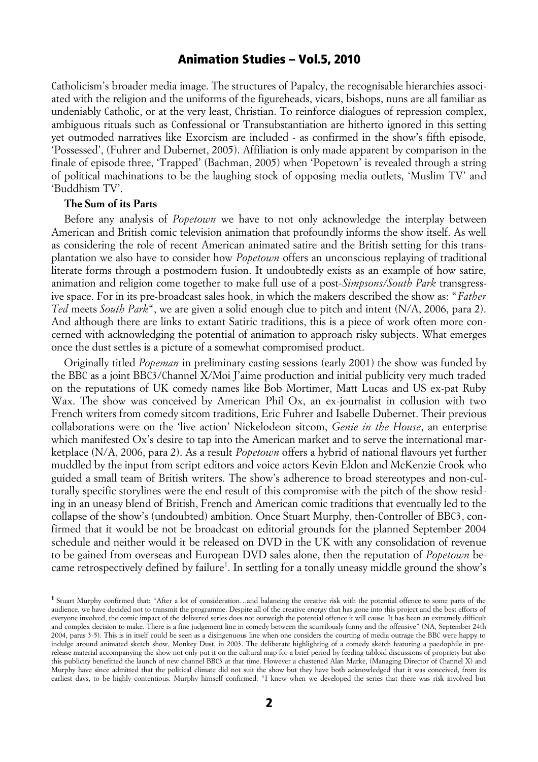Catholicism's broader media image. The structures of Papalcy, the recognisable hierarchies associated with the religion and the uniforms of the figureheads, vicars, bishops, nuns are all familiar as undeniably Catholic, or at the very least, Christian. To reinforce dialogues of repression complex, ambiguous rituals such as Confessional or Transubstantiation are hitherto ignored in this setting yet outmoded narratives like Exorcism are included - as confirmed in the show's fifth episode, 'Possessed', (Fuhrer and Dubernet, 2005). Affiliation is only made apparent by comparison in the finale of episode three, 'Trapped' (Bachman, 2005) when 'Popetown' is revealed through a string of political machinations to be the laughing stock of opposing media outlets, 'Muslim TV' and 'Buddhism TV'.

**The Sum of its Parts**

Before any analysis of *Popetown* we have to not only acknowledge the interplay between American and British comic television animation that profoundly informs the show itself. As well as considering the role of recent American animated satire and the British setting for this transplantation we also have to consider how *Popetown* offers an unconscious replaying of traditional literate forms through a postmodern fusion. It undoubtedly exists as an example of how satire, animation and religion come together to make full use of a post-*Simpsons/South Park* transgressive space. For in its pre-broadcast sales hook, in which the makers described the show as: "*Father Ted* meets *South Park*", we are given a solid enough clue to pitch and intent (N/A, 2006, para 2). And although there are links to extant Satiric traditions, this is a piece of work often more concerned with acknowledging the potential of animation to approach risky subjects. What emerges once the dust settles is a picture of a somewhat compromised product.

Originally titled *Popeman* in preliminary casting sessions (early 2001) the show was funded by the BBC as a joint BBC3/Channel X/Moi J'aime production and initial publicity very much traded on the reputations of UK comedy names like Bob Mortimer, Matt Lucas and US ex-pat Ruby Wax. The show was conceived by American Phil Ox, an ex-journalist in collusion with two French writers from comedy sitcom traditions, Eric Fuhrer and Isabelle Dubernet. Their previous collaborations were on the 'live action' Nickelodeon sitcom, *Genie in the House*, an enterprise which manifested Ox's desire to tap into the American market and to serve the international marketplace (N/A, 2006, para 2). As a result *Popetown* offers a hybrid of national flavours yet further muddled by the input from script editors and voice actors Kevin Eldon and McKenzie Crook who guided a small team of British writers. The show's adherence to broad stereotypes and non-culturally specific storylines were the end result of this compromise with the pitch of the show residing in an uneasy blend of British, French and American comic traditions that eventually led to the collapse of the show's (undoubted) ambition. Once Stuart Murphy, then-Controller of BBC3, confirmed that it would be not be broadcast on editorial grounds for the planned September 2004 schedule and neither would it be released on DVD in the UK with any consolidation of revenue to be gained from overseas and European DVD sales alone, then the reputation of *Popetown* became retrospectively defined by failure[1]. In settling for a tonally uneasy middle ground the show's

[1] Stuart Murphy confirmed that: "After a lot of consideration…and balancing the creative risk with the potential offence to some parts of the audience, we have decided not to transmit the programme. Despite all of the creative energy that has gone into this project and the best efforts of everyone involved, the comic impact of the delivered series does not outweigh the potential offence it will cause. It has been an extremely difficult and complex decision to make. There is a fine judgement line in comedy between the scurrilously funny and the offensive" (NA, September 24th 2004, paras 3-5). This is in itself could be seen as a disingenuous line when one considers the courting of media outrage the BBC were happy to indulge around animated sketch show, Monkey Dust, in 2003. The deliberate highlighting of a comedy sketch featuring a paedophile in pre-release material accompanying the show not only put it on the cultural map for a brief period by feeding tabloid discussions of propriety but also this publicity benefitted the launch of new channel BBC3 at that time. However a chastened Alan Marke, (Managing Director of Channel X) and Murphy have since admitted that the political climate did not suit the show but they have both acknowledged that it was conceived, from its earliest days, to be highly contentious. Murphy himself confirmed: "I knew when we developed the series that there was risk involved but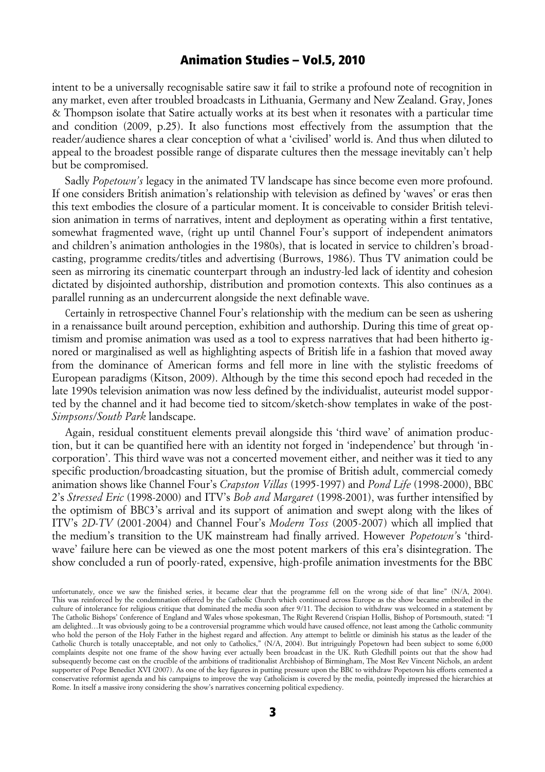intent to be a universally recognisable satire saw it fail to strike a profound note of recognition in any market, even after troubled broadcasts in Lithuania, Germany and New Zealand. Gray, Jones & Thompson isolate that Satire actually works at its best when it resonates with a particular time and condition (2009, p.25). It also functions most effectively from the assumption that the reader/audience shares a clear conception of what a 'civilised' world is. And thus when diluted to appeal to the broadest possible range of disparate cultures then the message inevitably can't help but be compromised.

Sadly *Popetown's* legacy in the animated TV landscape has since become even more profound. If one considers British animation's relationship with television as defined by 'waves' or eras then this text embodies the closure of a particular moment. It is conceivable to consider British television animation in terms of narratives, intent and deployment as operating within a first tentative, somewhat fragmented wave, (right up until Channel Four's support of independent animators and children's animation anthologies in the 1980s), that is located in service to children's broadcasting, programme credits/titles and advertising (Burrows, 1986). Thus TV animation could be seen as mirroring its cinematic counterpart through an industry-led lack of identity and cohesion dictated by disjointed authorship, distribution and promotion contexts. This also continues as a parallel running as an undercurrent alongside the next definable wave.

Certainly in retrospective Channel Four's relationship with the medium can be seen as ushering in a renaissance built around perception, exhibition and authorship. During this time of great optimism and promise animation was used as a tool to express narratives that had been hitherto ignored or marginalised as well as highlighting aspects of British life in a fashion that moved away from the dominance of American forms and fell more in line with the stylistic freedoms of European paradigms (Kitson, 2009). Although by the time this second epoch had receded in the late 1990s television animation was now less defined by the individualist, auteurist model supported by the channel and it had become tied to sitcom/sketch-show templates in wake of the post-*Simpsons/South Park* landscape.

Again, residual constituent elements prevail alongside this 'third wave' of animation production, but it can be quantified here with an identity not forged in 'independence' but through 'incorporation'. This third wave was not a concerted movement either, and neither was it tied to any specific production/broadcasting situation, but the promise of British adult, commercial comedy animation shows like Channel Four's *Crapston Villas* (1995-1997) and *Pond Life* (1998-2000), BBC 2's *Stressed Eric* (1998-2000) and ITV's *Bob and Margaret* (1998-2001), was further intensified by the optimism of BBC3's arrival and its support of animation and swept along with the likes of ITV's *2D-TV* (2001-2004) and Channel Four's *Modern Toss* (2005-2007) which all implied that the medium's transition to the UK mainstream had finally arrived. However *Popetown's* 'third-wave' failure here can be viewed as one the most potent markers of this era's disintegration. The show concluded a run of poorly-rated, expensive, high-profile animation investments for the BBC

unfortunately, once we saw the finished series, it became clear that the programme fell on the wrong side of that line" (N/A, 2004). This was reinforced by the condemnation offered by the Catholic Church which continued across Europe as the show became embroiled in the culture of intolerance for religious critique that dominated the media soon after 9/11. The decision to withdraw was welcomed in a statement by The Catholic Bishops' Conference of England and Wales whose spokesman, The Right Reverend Crispian Hollis, Bishop of Portsmouth, stated: "I am delighted…It was obviously going to be a controversial programme which would have caused offence, not least among the Catholic community who hold the person of the Holy Father in the highest regard and affection. Any attempt to belittle or diminish his status as the leader of the Catholic Church is totally unacceptable, and not only to Catholics," (N/A, 2004). But intriguingly Popetown had been subject to some 6,000 complaints despite not one frame of the show having ever actually been broadcast in the UK. Ruth Gledhill points out that the show had subsequently become cast on the crucible of the ambitions of traditionalist Archbishop of Birmingham, The Most Rev Vincent Nichols, an ardent supporter of Pope Benedict XVI (2007). As one of the key figures in putting pressure upon the BBC to withdraw Popetown his efforts cemented a conservative reformist agenda and his campaigns to improve the way Catholicism is covered by the media, pointedly impressed the hierarchies at Rome. In itself a massive irony considering the show's narratives concerning political expediency.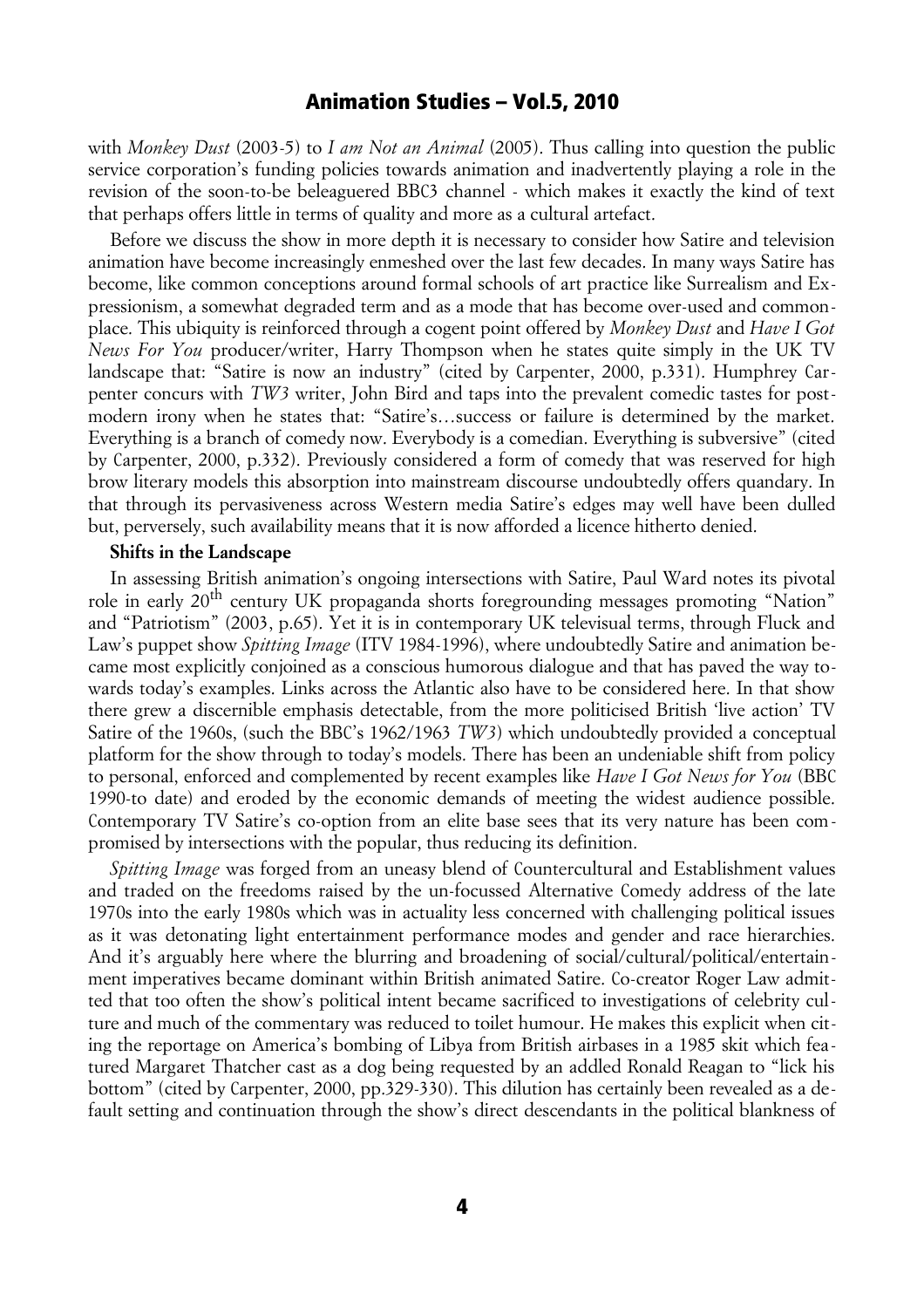with *Monkey Dust* (2003-5) to *I am Not an Animal* (2005). Thus calling into question the public service corporation's funding policies towards animation and inadvertently playing a role in the revision of the soon-to-be beleaguered BBC3 channel - which makes it exactly the kind of text that perhaps offers little in terms of quality and more as a cultural artefact.

Before we discuss the show in more depth it is necessary to consider how Satire and television animation have become increasingly enmeshed over the last few decades. In many ways Satire has become, like common conceptions around formal schools of art practice like Surrealism and Expressionism, a somewhat degraded term and as a mode that has become over-used and commonplace. This ubiquity is reinforced through a cogent point offered by *Monkey Dust* and *Have I Got News For You* producer/writer, Harry Thompson when he states quite simply in the UK TV landscape that: "Satire is now an industry" (cited by Carpenter, 2000, p.331). Humphrey Carpenter concurs with *TW3* writer, John Bird and taps into the prevalent comedic tastes for post-modern irony when he states that: "Satire's…success or failure is determined by the market. Everything is a branch of comedy now. Everybody is a comedian. Everything is subversive" (cited by Carpenter, 2000, p.332). Previously considered a form of comedy that was reserved for high brow literary models this absorption into mainstream discourse undoubtedly offers quandary. In that through its pervasiveness across Western media Satire's edges may well have been dulled but, perversely, such availability means that it is now afforded a licence hitherto denied.

**Shifts in the Landscape**

In assessing British animation's ongoing intersections with Satire, Paul Ward notes its pivotal role in early 20th century UK propaganda shorts foregrounding messages promoting "Nation" and "Patriotism" (2003, p.65). Yet it is in contemporary UK televisual terms, through Fluck and Law's puppet show *Spitting Image* (ITV 1984-1996), where undoubtedly Satire and animation became most explicitly conjoined as a conscious humorous dialogue and that has paved the way towards today's examples. Links across the Atlantic also have to be considered here. In that show there grew a discernible emphasis detectable, from the more politicised British 'live action' TV Satire of the 1960s, (such the BBC's 1962/1963 *TW3*) which undoubtedly provided a conceptual platform for the show through to today's models. There has been an undeniable shift from policy to personal, enforced and complemented by recent examples like *Have I Got News for You* (BBC 1990-to date) and eroded by the economic demands of meeting the widest audience possible. Contemporary TV Satire's co-option from an elite base sees that its very nature has been compromised by intersections with the popular, thus reducing its definition.

*Spitting Image* was forged from an uneasy blend of Countercultural and Establishment values and traded on the freedoms raised by the un-focussed Alternative Comedy address of the late 1970s into the early 1980s which was in actuality less concerned with challenging political issues as it was detonating light entertainment performance modes and gender and race hierarchies. And it's arguably here where the blurring and broadening of social/cultural/political/entertainment imperatives became dominant within British animated Satire. Co-creator Roger Law admitted that too often the show's political intent became sacrificed to investigations of celebrity culture and much of the commentary was reduced to toilet humour. He makes this explicit when citing the reportage on America's bombing of Libya from British airbases in a 1985 skit which featured Margaret Thatcher cast as a dog being requested by an addled Ronald Reagan to "lick his bottom" (cited by Carpenter, 2000, pp.329-330). This dilution has certainly been revealed as a default setting and continuation through the show's direct descendants in the political blankness of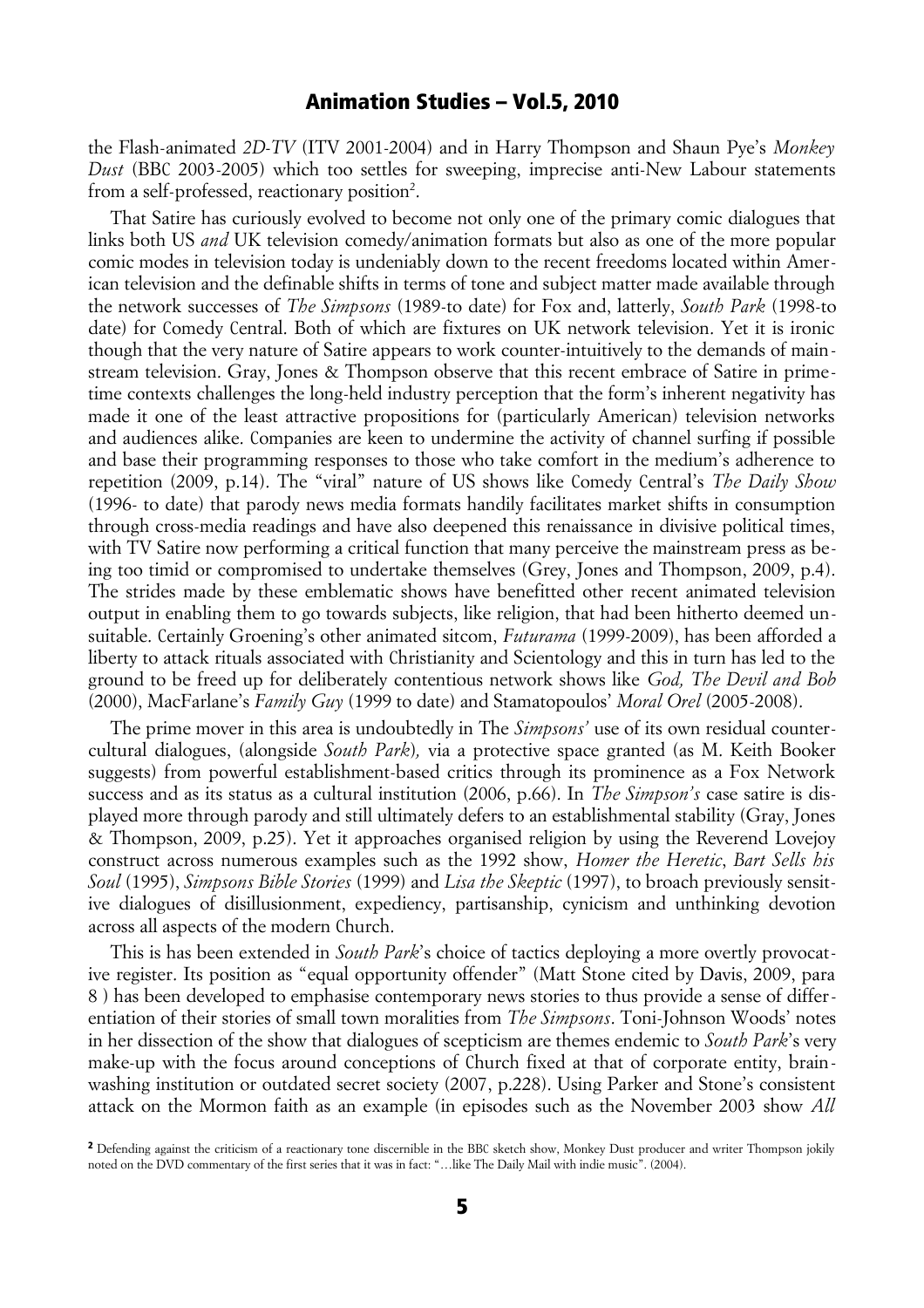the Flash-animated *2D-TV* (ITV 2001-2004) and in Harry Thompson and Shaun Pye's *Monkey Dust* (BBC 2003-2005) which too settles for sweeping, imprecise anti-New Labour statements from a self-professed, reactionary position[2].

That Satire has curiously evolved to become not only one of the primary comic dialogues that links both US *and* UK television comedy/animation formats but also as one of the more popular comic modes in television today is undeniably down to the recent freedoms located within American television and the definable shifts in terms of tone and subject matter made available through the network successes of *The Simpsons* (1989-to date) for Fox and, latterly, *South Park* (1998-to date) for Comedy Central. Both of which are fixtures on UK network television. Yet it is ironic though that the very nature of Satire appears to work counter-intuitively to the demands of mainstream television. Gray, Jones & Thompson observe that this recent embrace of Satire in primetime contexts challenges the long-held industry perception that the form's inherent negativity has made it one of the least attractive propositions for (particularly American) television networks and audiences alike. Companies are keen to undermine the activity of channel surfing if possible and base their programming responses to those who take comfort in the medium's adherence to repetition (2009, p.14). The "viral" nature of US shows like Comedy Central's *The Daily Show* (1996- to date) that parody news media formats handily facilitates market shifts in consumption through cross-media readings and have also deepened this renaissance in divisive political times, with TV Satire now performing a critical function that many perceive the mainstream press as being too timid or compromised to undertake themselves (Grey, Jones and Thompson, 2009, p.4). The strides made by these emblematic shows have benefitted other recent animated television output in enabling them to go towards subjects, like religion, that had been hitherto deemed unsuitable. Certainly Groening's other animated sitcom, *Futurama* (1999-2009), has been afforded a liberty to attack rituals associated with Christianity and Scientology and this in turn has led to the ground to be freed up for deliberately contentious network shows like *God, The Devil and Bob* (2000), MacFarlane's *Family Guy* (1999 to date) and Stamatopoulos' *Moral Orel* (2005-2008).

The prime mover in this area is undoubtedly in The *Simpsons'* use of its own residual countercultural dialogues, (alongside *South Park*), via a protective space granted (as M. Keith Booker suggests) from powerful establishment-based critics through its prominence as a Fox Network success and as its status as a cultural institution (2006, p.66). In *The Simpson's* case satire is displayed more through parody and still ultimately defers to an establishmental stability (Gray, Jones & Thompson, 2009, p.25). Yet it approaches organised religion by using the Reverend Lovejoy construct across numerous examples such as the 1992 show, *Homer the Heretic*, *Bart Sells his Soul* (1995), *Simpsons Bible Stories* (1999) and *Lisa the Skeptic* (1997), to broach previously sensitive dialogues of disillusionment, expediency, partisanship, cynicism and unthinking devotion across all aspects of the modern Church.

This is has been extended in *South Park*'s choice of tactics deploying a more overtly provocative register. Its position as "equal opportunity offender" (Matt Stone cited by Davis, 2009, para 8 ) has been developed to emphasise contemporary news stories to thus provide a sense of differentiation of their stories of small town moralities from *The Simpsons*. Toni-Johnson Woods' notes in her dissection of the show that dialogues of scepticism are themes endemic to *South Park*'s very make-up with the focus around conceptions of Church fixed at that of corporate entity, brainwashing institution or outdated secret society (2007, p.228). Using Parker and Stone's consistent attack on the Mormon faith as an example (in episodes such as the November 2003 show *All*

[2] Defending against the criticism of a reactionary tone discernible in the BBC sketch show, Monkey Dust producer and writer Thompson jokily noted on the DVD commentary of the first series that it was in fact: "…like The Daily Mail with indie music". (2004).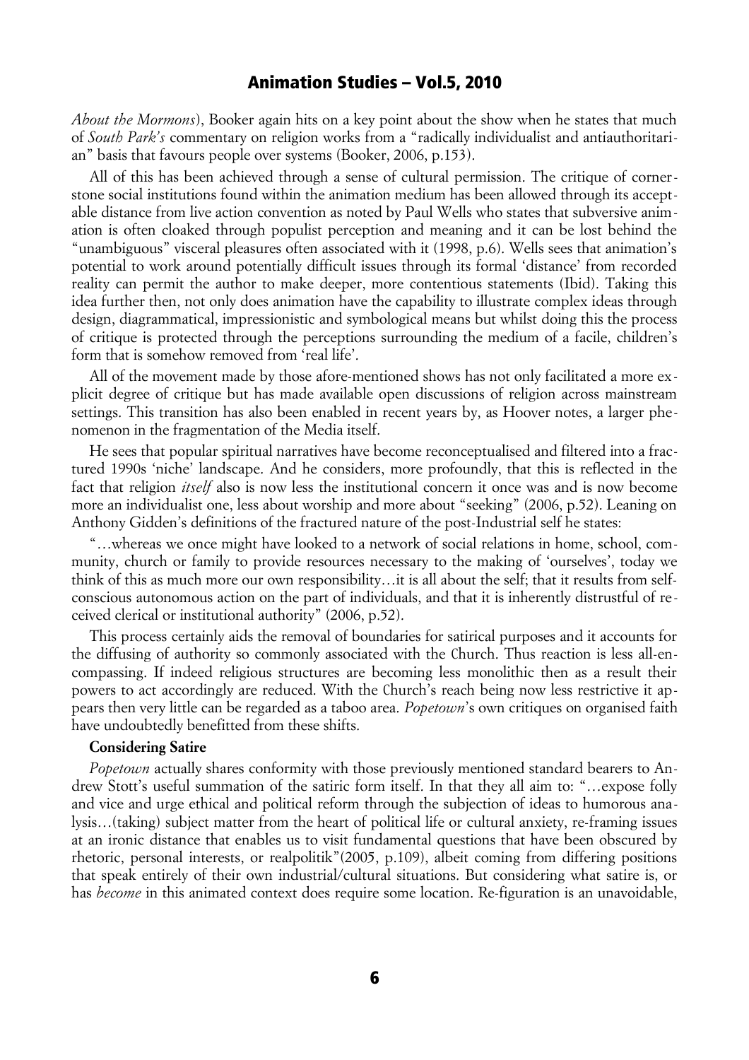*About the Mormons*), Booker again hits on a key point about the show when he states that much of *South Park's* commentary on religion works from a "radically individualist and antiauthoritarian" basis that favours people over systems (Booker, 2006, p.153).

All of this has been achieved through a sense of cultural permission. The critique of cornerstone social institutions found within the animation medium has been allowed through its acceptable distance from live action convention as noted by Paul Wells who states that subversive animation is often cloaked through populist perception and meaning and it can be lost behind the "unambiguous" visceral pleasures often associated with it (1998, p.6). Wells sees that animation's potential to work around potentially difficult issues through its formal 'distance' from recorded reality can permit the author to make deeper, more contentious statements (Ibid). Taking this idea further then, not only does animation have the capability to illustrate complex ideas through design, diagrammatical, impressionistic and symbological means but whilst doing this the process of critique is protected through the perceptions surrounding the medium of a facile, children's form that is somehow removed from 'real life'.

All of the movement made by those afore-mentioned shows has not only facilitated a more explicit degree of critique but has made available open discussions of religion across mainstream settings. This transition has also been enabled in recent years by, as Hoover notes, a larger phenomenon in the fragmentation of the Media itself.

He sees that popular spiritual narratives have become reconceptualised and filtered into a fractured 1990s 'niche' landscape. And he considers, more profoundly, that this is reflected in the fact that religion *itself* also is now less the institutional concern it once was and is now become more an individualist one, less about worship and more about "seeking" (2006, p.52). Leaning on Anthony Gidden's definitions of the fractured nature of the post-Industrial self he states:

"…whereas we once might have looked to a network of social relations in home, school, community, church or family to provide resources necessary to the making of 'ourselves', today we think of this as much more our own responsibility…it is all about the self; that it results from self-conscious autonomous action on the part of individuals, and that it is inherently distrustful of received clerical or institutional authority" (2006, p.52).

This process certainly aids the removal of boundaries for satirical purposes and it accounts for the diffusing of authority so commonly associated with the Church. Thus reaction is less all-encompassing. If indeed religious structures are becoming less monolithic then as a result their powers to act accordingly are reduced. With the Church's reach being now less restrictive it appears then very little can be regarded as a taboo area. *Popetown*'s own critiques on organised faith have undoubtedly benefitted from these shifts.

**Considering Satire**

*Popetown* actually shares conformity with those previously mentioned standard bearers to Andrew Stott's useful summation of the satiric form itself. In that they all aim to: "…expose folly and vice and urge ethical and political reform through the subjection of ideas to humorous analysis…(taking) subject matter from the heart of political life or cultural anxiety, re-framing issues at an ironic distance that enables us to visit fundamental questions that have been obscured by rhetoric, personal interests, or realpolitik"(2005, p.109), albeit coming from differing positions that speak entirely of their own industrial/cultural situations. But considering what satire is, or has *become* in this animated context does require some location. Re-figuration is an unavoidable,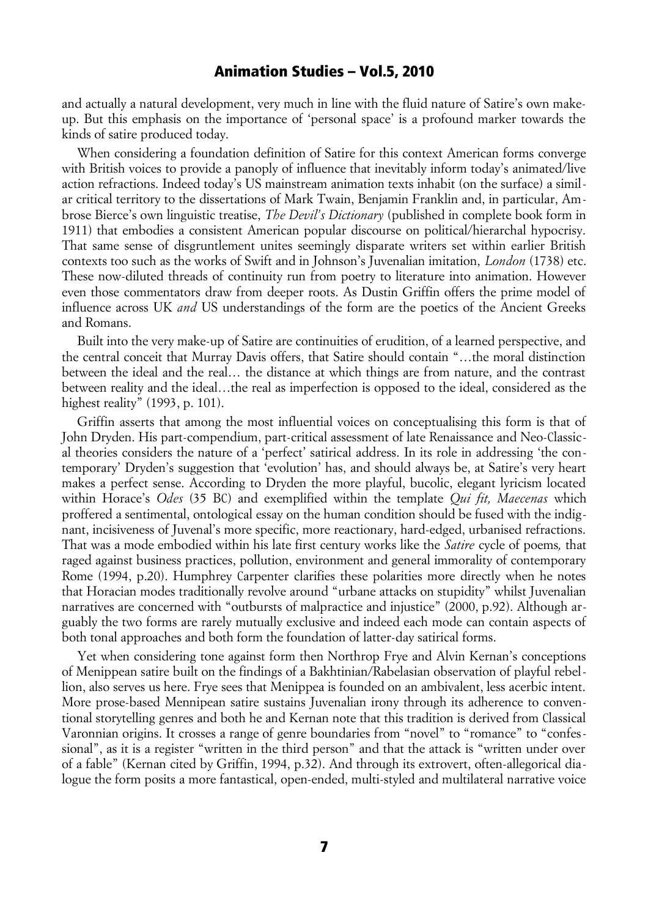and actually a natural development, very much in line with the fluid nature of Satire's own make-up. But this emphasis on the importance of 'personal space' is a profound marker towards the kinds of satire produced today.

When considering a foundation definition of Satire for this context American forms converge with British voices to provide a panoply of influence that inevitably inform today's animated/live action refractions. Indeed today's US mainstream animation texts inhabit (on the surface) a similar critical territory to the dissertations of Mark Twain, Benjamin Franklin and, in particular, Ambrose Bierce's own linguistic treatise, *The Devil's Dictionary* (published in complete book form in 1911) that embodies a consistent American popular discourse on political/hierarchal hypocrisy. That same sense of disgruntlement unites seemingly disparate writers set within earlier British contexts too such as the works of Swift and in Johnson's Juvenalian imitation, *London* (1738) etc. These now-diluted threads of continuity run from poetry to literature into animation. However even those commentators draw from deeper roots. As Dustin Griffin offers the prime model of influence across UK *and* US understandings of the form are the poetics of the Ancient Greeks and Romans.

Built into the very make-up of Satire are continuities of erudition, of a learned perspective, and the central conceit that Murray Davis offers, that Satire should contain "…the moral distinction between the ideal and the real… the distance at which things are from nature, and the contrast between reality and the ideal…the real as imperfection is opposed to the ideal, considered as the highest reality" (1993, p. 101).

Griffin asserts that among the most influential voices on conceptualising this form is that of John Dryden. His part-compendium, part-critical assessment of late Renaissance and Neo-Classical theories considers the nature of a 'perfect' satirical address. In its role in addressing 'the contemporary' Dryden's suggestion that 'evolution' has, and should always be, at Satire's very heart makes a perfect sense. According to Dryden the more playful, bucolic, elegant lyricism located within Horace's *Odes* (35 BC) and exemplified within the template *Qui fit, Maecenas* which proffered a sentimental, ontological essay on the human condition should be fused with the indignant, incisiveness of Juvenal's more specific, more reactionary, hard-edged, urbanised refractions. That was a mode embodied within his late first century works like the *Satire* cycle of poems*,* that raged against business practices, pollution, environment and general immorality of contemporary Rome (1994, p.20). Humphrey Carpenter clarifies these polarities more directly when he notes that Horacian modes traditionally revolve around "urbane attacks on stupidity" whilst Juvenalian narratives are concerned with "outbursts of malpractice and injustice" (2000, p.92). Although arguably the two forms are rarely mutually exclusive and indeed each mode can contain aspects of both tonal approaches and both form the foundation of latter-day satirical forms.

Yet when considering tone against form then Northrop Frye and Alvin Kernan's conceptions of Menippean satire built on the findings of a Bakhtinian/Rabelasian observation of playful rebellion, also serves us here. Frye sees that Menippea is founded on an ambivalent, less acerbic intent. More prose-based Mennipean satire sustains Juvenalian irony through its adherence to conventional storytelling genres and both he and Kernan note that this tradition is derived from Classical Varonnian origins. It crosses a range of genre boundaries from "novel" to "romance" to "confessional", as it is a register "written in the third person" and that the attack is "written under over of a fable" (Kernan cited by Griffin, 1994, p.32). And through its extrovert, often-allegorical dialogue the form posits a more fantastical, open-ended, multi-styled and multilateral narrative voice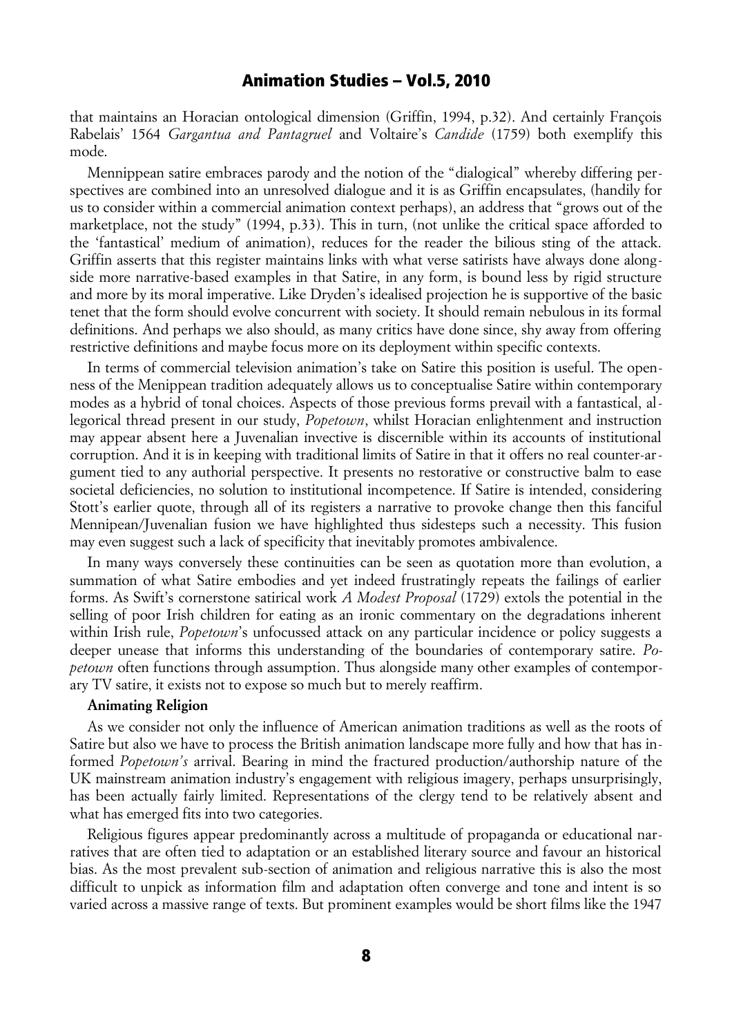that maintains an Horacian ontological dimension (Griffin, 1994, p.32). And certainly François Rabelais' 1564 *Gargantua and Pantagruel* and Voltaire's *Candide* (1759) both exemplify this mode.

Mennippean satire embraces parody and the notion of the "dialogical" whereby differing perspectives are combined into an unresolved dialogue and it is as Griffin encapsulates, (handily for us to consider within a commercial animation context perhaps), an address that "grows out of the marketplace, not the study" (1994, p.33). This in turn, (not unlike the critical space afforded to the 'fantastical' medium of animation), reduces for the reader the bilious sting of the attack. Griffin asserts that this register maintains links with what verse satirists have always done alongside more narrative-based examples in that Satire, in any form, is bound less by rigid structure and more by its moral imperative. Like Dryden's idealised projection he is supportive of the basic tenet that the form should evolve concurrent with society. It should remain nebulous in its formal definitions. And perhaps we also should, as many critics have done since, shy away from offering restrictive definitions and maybe focus more on its deployment within specific contexts.

In terms of commercial television animation's take on Satire this position is useful. The openness of the Menippean tradition adequately allows us to conceptualise Satire within contemporary modes as a hybrid of tonal choices. Aspects of those previous forms prevail with a fantastical, allegorical thread present in our study, *Popetown*, whilst Horacian enlightenment and instruction may appear absent here a Juvenalian invective is discernible within its accounts of institutional corruption. And it is in keeping with traditional limits of Satire in that it offers no real counter-argument tied to any authorial perspective. It presents no restorative or constructive balm to ease societal deficiencies, no solution to institutional incompetence. If Satire is intended, considering Stott's earlier quote, through all of its registers a narrative to provoke change then this fanciful Mennipean/Juvenalian fusion we have highlighted thus sidesteps such a necessity. This fusion may even suggest such a lack of specificity that inevitably promotes ambivalence.

In many ways conversely these continuities can be seen as quotation more than evolution, a summation of what Satire embodies and yet indeed frustratingly repeats the failings of earlier forms. As Swift's cornerstone satirical work *A Modest Proposal* (1729) extols the potential in the selling of poor Irish children for eating as an ironic commentary on the degradations inherent within Irish rule, *Popetown*'s unfocussed attack on any particular incidence or policy suggests a deeper unease that informs this understanding of the boundaries of contemporary satire. *Popetown* often functions through assumption. Thus alongside many other examples of contemporary TV satire, it exists not to expose so much but to merely reaffirm.

**Animating Religion**

As we consider not only the influence of American animation traditions as well as the roots of Satire but also we have to process the British animation landscape more fully and how that has informed *Popetown's* arrival. Bearing in mind the fractured production/authorship nature of the UK mainstream animation industry's engagement with religious imagery, perhaps unsurprisingly, has been actually fairly limited. Representations of the clergy tend to be relatively absent and what has emerged fits into two categories.

Religious figures appear predominantly across a multitude of propaganda or educational narratives that are often tied to adaptation or an established literary source and favour an historical bias. As the most prevalent sub-section of animation and religious narrative this is also the most difficult to unpick as information film and adaptation often converge and tone and intent is so varied across a massive range of texts. But prominent examples would be short films like the 1947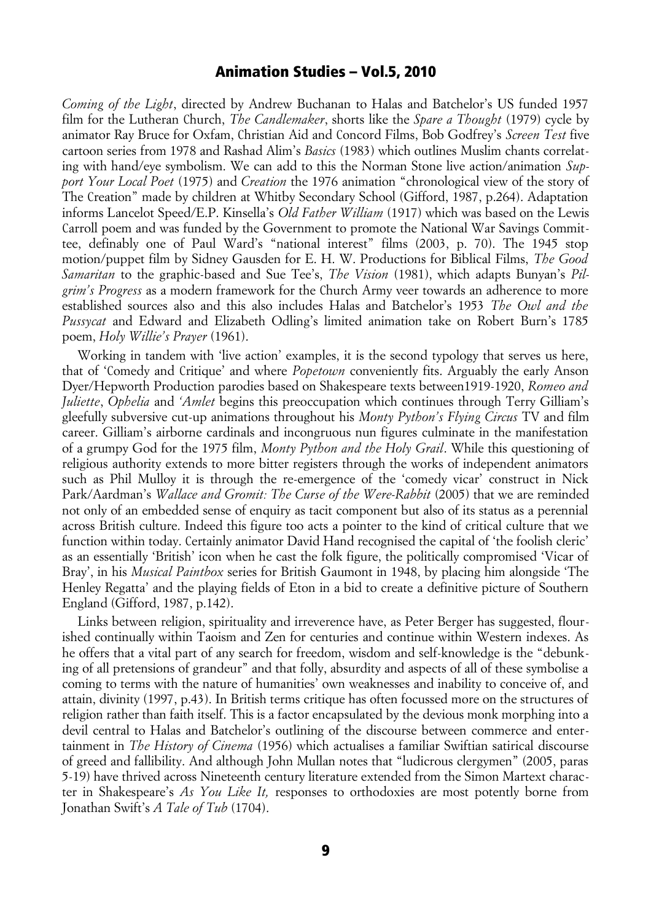*Coming of the Light*, directed by Andrew Buchanan to Halas and Batchelor's US funded 1957 film for the Lutheran Church, *The Candlemaker*, shorts like the *Spare a Thought* (1979) cycle by animator Ray Bruce for Oxfam, Christian Aid and Concord Films, Bob Godfrey's *Screen Test* five cartoon series from 1978 and Rashad Alim's *Basics* (1983) which outlines Muslim chants correlating with hand/eye symbolism. We can add to this the Norman Stone live action/animation *Support Your Local Poet* (1975) and *Creation* the 1976 animation "chronological view of the story of The Creation" made by children at Whitby Secondary School (Gifford, 1987, p.264). Adaptation informs Lancelot Speed/E.P. Kinsella's *Old Father William* (1917) which was based on the Lewis Carroll poem and was funded by the Government to promote the National War Savings Committee, definably one of Paul Ward's "national interest" films (2003, p. 70). The 1945 stop motion/puppet film by Sidney Gausden for E. H. W. Productions for Biblical Films, *The Good Samaritan* to the graphic-based and Sue Tee's, *The Vision* (1981), which adapts Bunyan's *Pilgrim's Progress* as a modern framework for the Church Army veer towards an adherence to more established sources also and this also includes Halas and Batchelor's 1953 *The Owl and the Pussycat* and Edward and Elizabeth Odling's limited animation take on Robert Burn's 1785 poem, *Holy Willie's Prayer* (1961).

Working in tandem with 'live action' examples, it is the second typology that serves us here, that of 'Comedy and Critique' and where *Popetown* conveniently fits. Arguably the early Anson Dyer/Hepworth Production parodies based on Shakespeare texts between1919-1920, *Romeo and Juliette*, *Ophelia* and *'Amlet* begins this preoccupation which continues through Terry Gilliam's gleefully subversive cut-up animations throughout his *Monty Python's Flying Circus* TV and film career. Gilliam's airborne cardinals and incongruous nun figures culminate in the manifestation of a grumpy God for the 1975 film, *Monty Python and the Holy Grail*. While this questioning of religious authority extends to more bitter registers through the works of independent animators such as Phil Mulloy it is through the re-emergence of the 'comedy vicar' construct in Nick Park/Aardman's *Wallace and Gromit: The Curse of the Were-Rabbit* (2005) that we are reminded not only of an embedded sense of enquiry as tacit component but also of its status as a perennial across British culture. Indeed this figure too acts a pointer to the kind of critical culture that we function within today. Certainly animator David Hand recognised the capital of 'the foolish cleric' as an essentially 'British' icon when he cast the folk figure, the politically compromised 'Vicar of Bray', in his *Musical Paintbox* series for British Gaumont in 1948, by placing him alongside 'The Henley Regatta' and the playing fields of Eton in a bid to create a definitive picture of Southern England (Gifford, 1987, p.142).

Links between religion, spirituality and irreverence have, as Peter Berger has suggested, flourished continually within Taoism and Zen for centuries and continue within Western indexes. As he offers that a vital part of any search for freedom, wisdom and self-knowledge is the "debunking of all pretensions of grandeur" and that folly, absurdity and aspects of all of these symbolise a coming to terms with the nature of humanities' own weaknesses and inability to conceive of, and attain, divinity (1997, p.43). In British terms critique has often focussed more on the structures of religion rather than faith itself. This is a factor encapsulated by the devious monk morphing into a devil central to Halas and Batchelor's outlining of the discourse between commerce and entertainment in *The History of Cinema* (1956) which actualises a familiar Swiftian satirical discourse of greed and fallibility. And although John Mullan notes that "ludicrous clergymen" (2005, paras 5-19) have thrived across Nineteenth century literature extended from the Simon Martext character in Shakespeare's *As You Like It,* responses to orthodoxies are most potently borne from Jonathan Swift's *A Tale of Tub* (1704).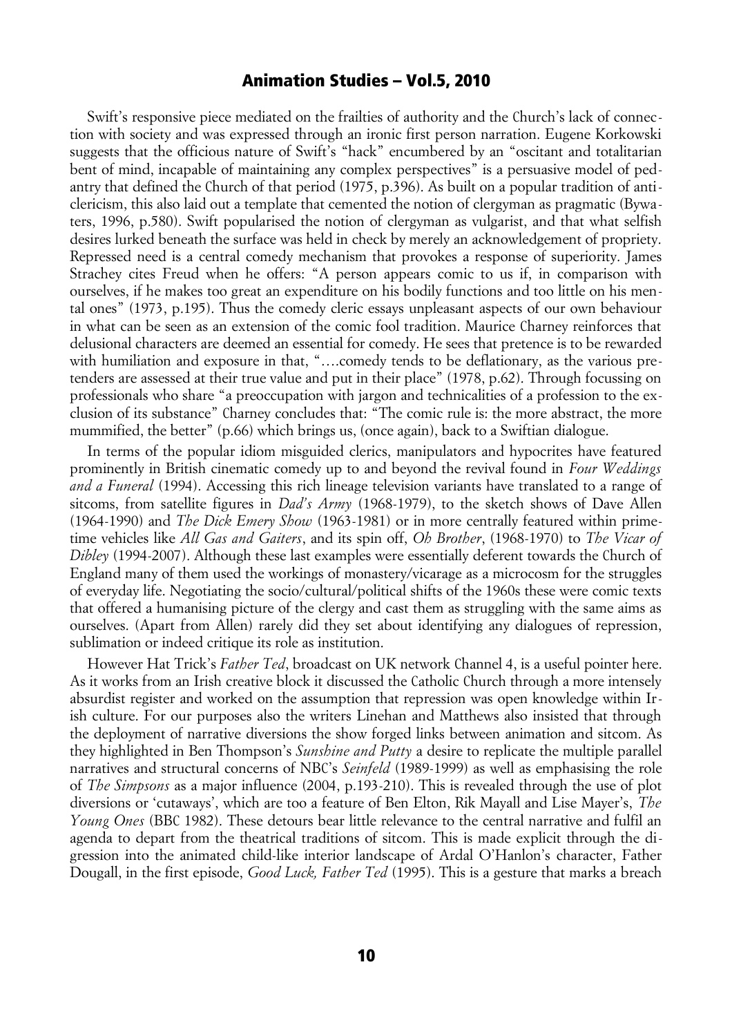Swift's responsive piece mediated on the frailties of authority and the Church's lack of connection with society and was expressed through an ironic first person narration. Eugene Korkowski suggests that the officious nature of Swift's "hack" encumbered by an "oscitant and totalitarian bent of mind, incapable of maintaining any complex perspectives" is a persuasive model of pedantry that defined the Church of that period (1975, p.396). As built on a popular tradition of anticlericism, this also laid out a template that cemented the notion of clergyman as pragmatic (Bywaters, 1996, p.580). Swift popularised the notion of clergyman as vulgarist, and that what selfish desires lurked beneath the surface was held in check by merely an acknowledgement of propriety. Repressed need is a central comedy mechanism that provokes a response of superiority. James Strachey cites Freud when he offers: "A person appears comic to us if, in comparison with ourselves, if he makes too great an expenditure on his bodily functions and too little on his mental ones" (1973, p.195). Thus the comedy cleric essays unpleasant aspects of our own behaviour in what can be seen as an extension of the comic fool tradition. Maurice Charney reinforces that delusional characters are deemed an essential for comedy. He sees that pretence is to be rewarded with humiliation and exposure in that, "….comedy tends to be deflationary, as the various pretenders are assessed at their true value and put in their place" (1978, p.62). Through focussing on professionals who share "a preoccupation with jargon and technicalities of a profession to the exclusion of its substance" Charney concludes that: "The comic rule is: the more abstract, the more mummified, the better" (p.66) which brings us, (once again), back to a Swiftian dialogue.

In terms of the popular idiom misguided clerics, manipulators and hypocrites have featured prominently in British cinematic comedy up to and beyond the revival found in *Four Weddings and a Funeral* (1994). Accessing this rich lineage television variants have translated to a range of sitcoms, from satellite figures in *Dad's Army* (1968-1979), to the sketch shows of Dave Allen (1964-1990) and *The Dick Emery Show* (1963-1981) or in more centrally featured within primetime vehicles like *All Gas and Gaiters*, and its spin off, *Oh Brother*, (1968-1970) to *The Vicar of Dibley* (1994-2007). Although these last examples were essentially deferent towards the Church of England many of them used the workings of monastery/vicarage as a microcosm for the struggles of everyday life. Negotiating the socio/cultural/political shifts of the 1960s these were comic texts that offered a humanising picture of the clergy and cast them as struggling with the same aims as ourselves. (Apart from Allen) rarely did they set about identifying any dialogues of repression, sublimation or indeed critique its role as institution.

However Hat Trick's *Father Ted*, broadcast on UK network Channel 4, is a useful pointer here. As it works from an Irish creative block it discussed the Catholic Church through a more intensely absurdist register and worked on the assumption that repression was open knowledge within Irish culture. For our purposes also the writers Linehan and Matthews also insisted that through the deployment of narrative diversions the show forged links between animation and sitcom. As they highlighted in Ben Thompson's *Sunshine and Putty* a desire to replicate the multiple parallel narratives and structural concerns of NBC's *Seinfeld* (1989-1999) as well as emphasising the role of *The Simpsons* as a major influence (2004, p.193-210). This is revealed through the use of plot diversions or 'cutaways', which are too a feature of Ben Elton, Rik Mayall and Lise Mayer's, *The Young Ones* (BBC 1982). These detours bear little relevance to the central narrative and fulfil an agenda to depart from the theatrical traditions of sitcom. This is made explicit through the digression into the animated child-like interior landscape of Ardal O'Hanlon's character, Father Dougall, in the first episode, *Good Luck, Father Ted* (1995). This is a gesture that marks a breach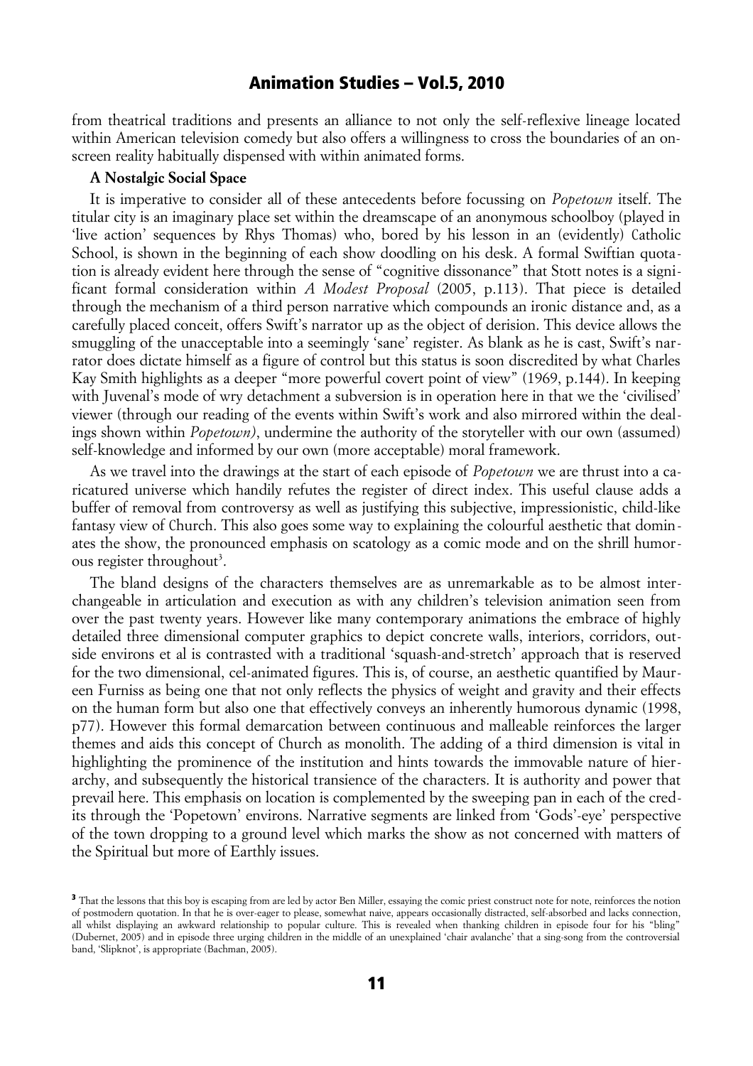from theatrical traditions and presents an alliance to not only the self-reflexive lineage located within American television comedy but also offers a willingness to cross the boundaries of an on-screen reality habitually dispensed with within animated forms.

**A Nostalgic Social Space**

It is imperative to consider all of these antecedents before focussing on *Popetown* itself. The titular city is an imaginary place set within the dreamscape of an anonymous schoolboy (played in 'live action' sequences by Rhys Thomas) who, bored by his lesson in an (evidently) Catholic School, is shown in the beginning of each show doodling on his desk. A formal Swiftian quotation is already evident here through the sense of "cognitive dissonance" that Stott notes is a significant formal consideration within *A Modest Proposal* (2005, p.113). That piece is detailed through the mechanism of a third person narrative which compounds an ironic distance and, as a carefully placed conceit, offers Swift's narrator up as the object of derision. This device allows the smuggling of the unacceptable into a seemingly 'sane' register. As blank as he is cast, Swift's narrator does dictate himself as a figure of control but this status is soon discredited by what Charles Kay Smith highlights as a deeper "more powerful covert point of view" (1969, p.144). In keeping with Juvenal's mode of wry detachment a subversion is in operation here in that we the 'civilised' viewer (through our reading of the events within Swift's work and also mirrored within the dealings shown within *Popetown)*, undermine the authority of the storyteller with our own (assumed) self-knowledge and informed by our own (more acceptable) moral framework.

As we travel into the drawings at the start of each episode of *Popetown* we are thrust into a caricatured universe which handily refutes the register of direct index. This useful clause adds a buffer of removal from controversy as well as justifying this subjective, impressionistic, child-like fantasy view of Church. This also goes some way to explaining the colourful aesthetic that dominates the show, the pronounced emphasis on scatology as a comic mode and on the shrill humorous register throughout[3].

The bland designs of the characters themselves are as unremarkable as to be almost interchangeable in articulation and execution as with any children's television animation seen from over the past twenty years. However like many contemporary animations the embrace of highly detailed three dimensional computer graphics to depict concrete walls, interiors, corridors, outside environs et al is contrasted with a traditional 'squash-and-stretch' approach that is reserved for the two dimensional, cel-animated figures. This is, of course, an aesthetic quantified by Maureen Furniss as being one that not only reflects the physics of weight and gravity and their effects on the human form but also one that effectively conveys an inherently humorous dynamic (1998, p77). However this formal demarcation between continuous and malleable reinforces the larger themes and aids this concept of Church as monolith. The adding of a third dimension is vital in highlighting the prominence of the institution and hints towards the immovable nature of hierarchy, and subsequently the historical transience of the characters. It is authority and power that prevail here. This emphasis on location is complemented by the sweeping pan in each of the credits through the 'Popetown' environs. Narrative segments are linked from 'Gods'-eye' perspective of the town dropping to a ground level which marks the show as not concerned with matters of the Spiritual but more of Earthly issues.

[3] That the lessons that this boy is escaping from are led by actor Ben Miller, essaying the comic priest construct note for note, reinforces the notion of postmodern quotation. In that he is over-eager to please, somewhat naive, appears occasionally distracted, self-absorbed and lacks connection, all whilst displaying an awkward relationship to popular culture. This is revealed when thanking children in episode four for his "bling" (Dubernet, 2005) and in episode three urging children in the middle of an unexplained 'chair avalanche' that a sing-song from the controversial band, 'Slipknot', is appropriate (Bachman, 2005).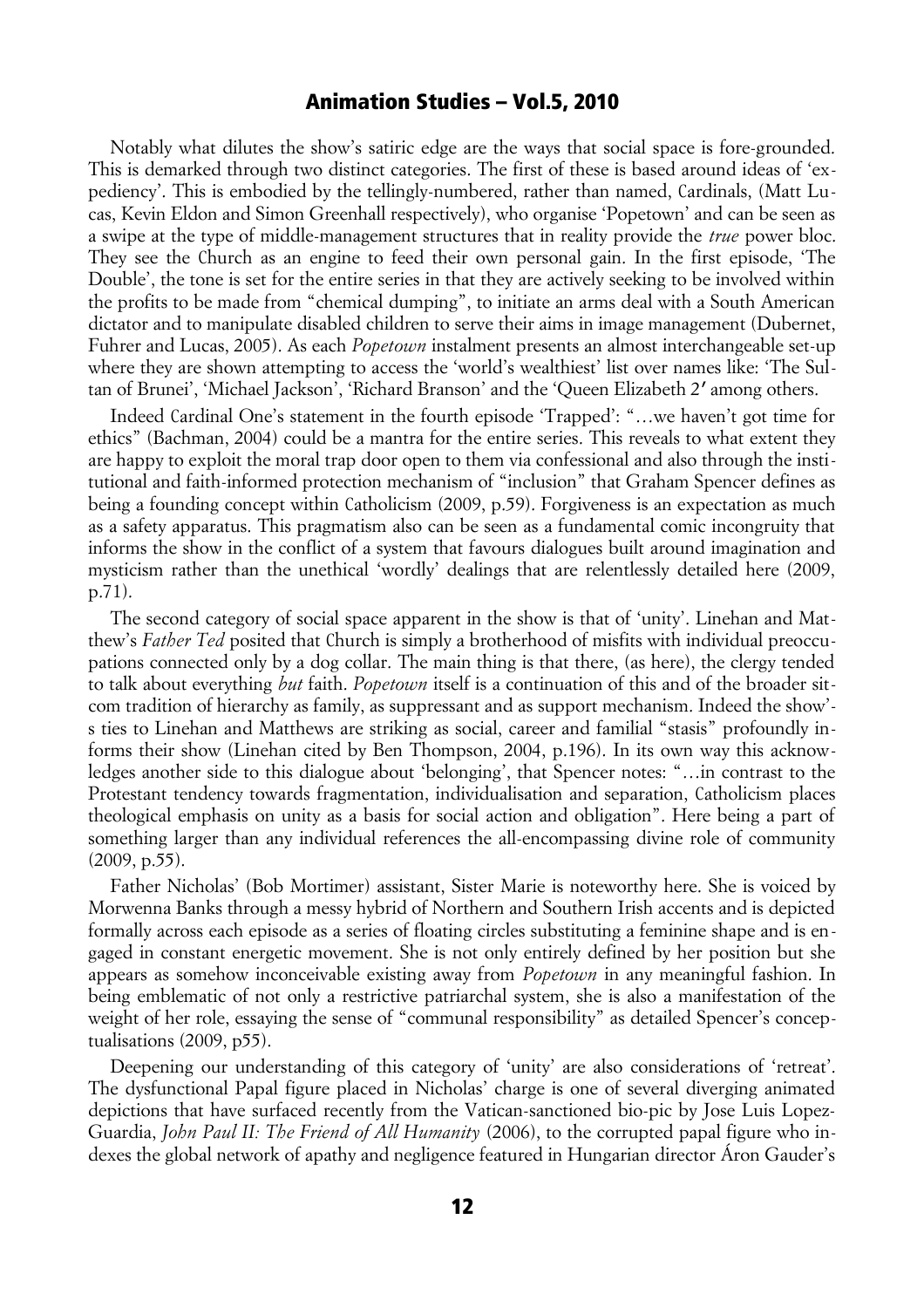Notably what dilutes the show's satiric edge are the ways that social space is fore-grounded. This is demarked through two distinct categories. The first of these is based around ideas of 'expediency'. This is embodied by the tellingly-numbered, rather than named, Cardinals, (Matt Lucas, Kevin Eldon and Simon Greenhall respectively), who organise 'Popetown' and can be seen as a swipe at the type of middle-management structures that in reality provide the *true* power bloc. They see the Church as an engine to feed their own personal gain. In the first episode, 'The Double', the tone is set for the entire series in that they are actively seeking to be involved within the profits to be made from "chemical dumping", to initiate an arms deal with a South American dictator and to manipulate disabled children to serve their aims in image management (Dubernet, Fuhrer and Lucas, 2005). As each *Popetown* instalment presents an almost interchangeable set-up where they are shown attempting to access the 'world's wealthiest' list over names like: 'The Sultan of Brunei', 'Michael Jackson', 'Richard Branson' and the 'Queen Elizabeth 2′ among others.

Indeed Cardinal One's statement in the fourth episode 'Trapped': "…we haven't got time for ethics" (Bachman, 2004) could be a mantra for the entire series. This reveals to what extent they are happy to exploit the moral trap door open to them via confessional and also through the institutional and faith-informed protection mechanism of "inclusion" that Graham Spencer defines as being a founding concept within Catholicism (2009, p.59). Forgiveness is an expectation as much as a safety apparatus. This pragmatism also can be seen as a fundamental comic incongruity that informs the show in the conflict of a system that favours dialogues built around imagination and mysticism rather than the unethical 'wordly' dealings that are relentlessly detailed here (2009, p.71).

The second category of social space apparent in the show is that of 'unity'. Linehan and Matthew's *Father Ted* posited that Church is simply a brotherhood of misfits with individual preoccupations connected only by a dog collar. The main thing is that there, (as here), the clergy tended to talk about everything *but* faith. *Popetown* itself is a continuation of this and of the broader sitcom tradition of hierarchy as family, as suppressant and as support mechanism. Indeed the show's ties to Linehan and Matthews are striking as social, career and familial "stasis" profoundly informs their show (Linehan cited by Ben Thompson, 2004, p.196). In its own way this acknowledges another side to this dialogue about 'belonging', that Spencer notes: "…in contrast to the Protestant tendency towards fragmentation, individualisation and separation, Catholicism places theological emphasis on unity as a basis for social action and obligation". Here being a part of something larger than any individual references the all-encompassing divine role of community (2009, p.55).

Father Nicholas' (Bob Mortimer) assistant, Sister Marie is noteworthy here. She is voiced by Morwenna Banks through a messy hybrid of Northern and Southern Irish accents and is depicted formally across each episode as a series of floating circles substituting a feminine shape and is engaged in constant energetic movement. She is not only entirely defined by her position but she appears as somehow inconceivable existing away from *Popetown* in any meaningful fashion. In being emblematic of not only a restrictive patriarchal system, she is also a manifestation of the weight of her role, essaying the sense of "communal responsibility" as detailed Spencer's conceptualisations (2009, p55).

Deepening our understanding of this category of 'unity' are also considerations of 'retreat'. The dysfunctional Papal figure placed in Nicholas' charge is one of several diverging animated depictions that have surfaced recently from the Vatican-sanctioned bio-pic by Jose Luis Lopez-Guardia, *John Paul II: The Friend of All Humanity* (2006), to the corrupted papal figure who indexes the global network of apathy and negligence featured in Hungarian director Áron Gauder's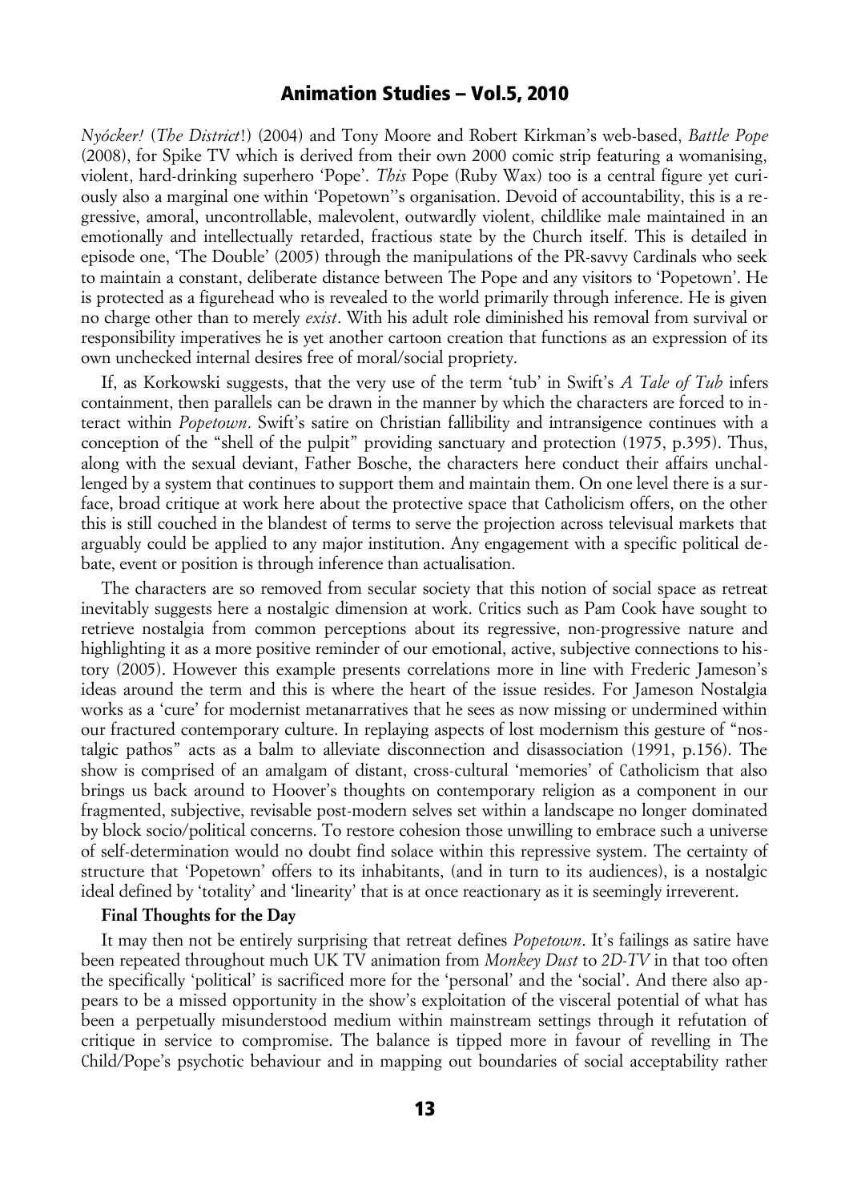*Nyócker!* (*The District*!) (2004) and Tony Moore and Robert Kirkman's web-based, *Battle Pope* (2008), for Spike TV which is derived from their own 2000 comic strip featuring a womanising, violent, hard-drinking superhero 'Pope'. *This* Pope (Ruby Wax) too is a central figure yet curiously also a marginal one within 'Popetown''s organisation. Devoid of accountability, this is a regressive, amoral, uncontrollable, malevolent, outwardly violent, childlike male maintained in an emotionally and intellectually retarded, fractious state by the Church itself. This is detailed in episode one, 'The Double' (2005) through the manipulations of the PR-savvy Cardinals who seek to maintain a constant, deliberate distance between The Pope and any visitors to 'Popetown'. He is protected as a figurehead who is revealed to the world primarily through inference. He is given no charge other than to merely *exist*. With his adult role diminished his removal from survival or responsibility imperatives he is yet another cartoon creation that functions as an expression of its own unchecked internal desires free of moral/social propriety.

If, as Korkowski suggests, that the very use of the term 'tub' in Swift's *A Tale of Tub* infers containment, then parallels can be drawn in the manner by which the characters are forced to interact within *Popetown*. Swift's satire on Christian fallibility and intransigence continues with a conception of the "shell of the pulpit" providing sanctuary and protection (1975, p.395). Thus, along with the sexual deviant, Father Bosche, the characters here conduct their affairs unchallenged by a system that continues to support them and maintain them. On one level there is a surface, broad critique at work here about the protective space that Catholicism offers, on the other this is still couched in the blandest of terms to serve the projection across televisual markets that arguably could be applied to any major institution. Any engagement with a specific political debate, event or position is through inference than actualisation.

The characters are so removed from secular society that this notion of social space as retreat inevitably suggests here a nostalgic dimension at work. Critics such as Pam Cook have sought to retrieve nostalgia from common perceptions about its regressive, non-progressive nature and highlighting it as a more positive reminder of our emotional, active, subjective connections to history (2005). However this example presents correlations more in line with Frederic Jameson's ideas around the term and this is where the heart of the issue resides. For Jameson Nostalgia works as a 'cure' for modernist metanarratives that he sees as now missing or undermined within our fractured contemporary culture. In replaying aspects of lost modernism this gesture of "nostalgic pathos" acts as a balm to alleviate disconnection and disassociation (1991, p.156). The show is comprised of an amalgam of distant, cross-cultural 'memories' of Catholicism that also brings us back around to Hoover's thoughts on contemporary religion as a component in our fragmented, subjective, revisable post-modern selves set within a landscape no longer dominated by block socio/political concerns. To restore cohesion those unwilling to embrace such a universe of self-determination would no doubt find solace within this repressive system. The certainty of structure that 'Popetown' offers to its inhabitants, (and in turn to its audiences), is a nostalgic ideal defined by 'totality' and 'linearity' that is at once reactionary as it is seemingly irreverent.

**Final Thoughts for the Day**

It may then not be entirely surprising that retreat defines *Popetown*. It's failings as satire have been repeated throughout much UK TV animation from *Monkey Dust* to *2D-TV* in that too often the specifically 'political' is sacrificed more for the 'personal' and the 'social'. And there also appears to be a missed opportunity in the show's exploitation of the visceral potential of what has been a perpetually misunderstood medium within mainstream settings through it refutation of critique in service to compromise. The balance is tipped more in favour of revelling in The Child/Pope's psychotic behaviour and in mapping out boundaries of social acceptability rather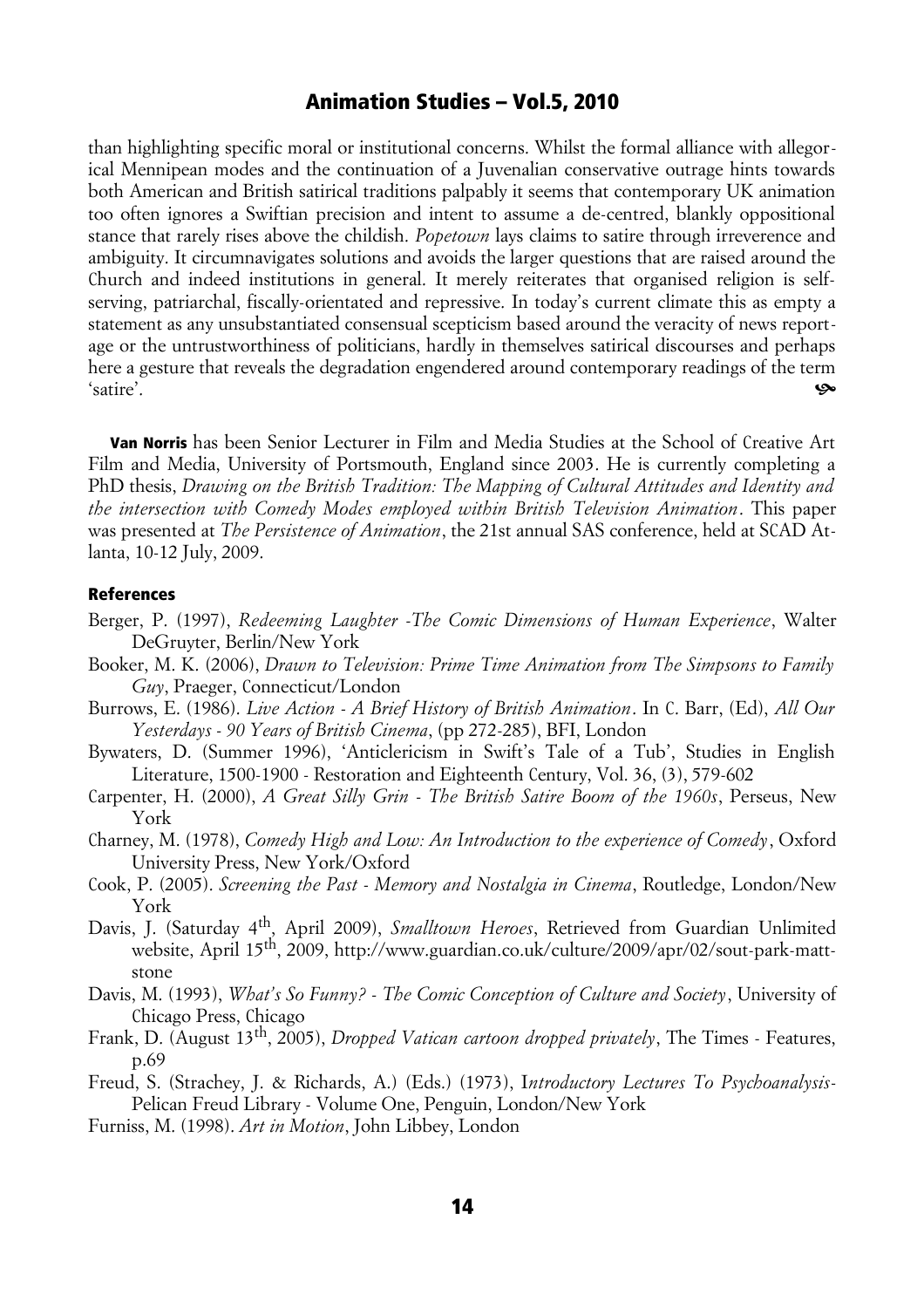than highlighting specific moral or institutional concerns. Whilst the formal alliance with allegorical Mennipean modes and the continuation of a Juvenalian conservative outrage hints towards both American and British satirical traditions palpably it seems that contemporary UK animation too often ignores a Swiftian precision and intent to assume a de-centred, blankly oppositional stance that rarely rises above the childish. *Popetown* lays claims to satire through irreverence and ambiguity. It circumnavigates solutions and avoids the larger questions that are raised around the Church and indeed institutions in general. It merely reiterates that organised religion is self-serving, patriarchal, fiscally-orientated and repressive. In today's current climate this as empty a statement as any unsubstantiated consensual scepticism based around the veracity of news reportage or the untrustworthiness of politicians, hardly in themselves satirical discourses and perhaps here a gesture that reveals the degradation engendered around contemporary readings of the term 'satire'.

**Van Norris** has been Senior Lecturer in Film and Media Studies at the School of Creative Art Film and Media, University of Portsmouth, England since 2003. He is currently completing a PhD thesis, *Drawing on the British Tradition: The Mapping of Cultural Attitudes and Identity and the intersection with Comedy Modes employed within British Television Animation*. This paper was presented at *The Persistence of Animation*, the 21st annual SAS conference, held at SCAD Atlanta, 10-12 July, 2009.

## References

Berger, P. (1997), *Redeeming Laughter -The Comic Dimensions of Human Experience*, Walter DeGruyter, Berlin/New York

Booker, M. K. (2006), *Drawn to Television: Prime Time Animation from The Simpsons to Family Guy*, Praeger, Connecticut/London

Burrows, E. (1986). *Live Action - A Brief History of British Animation*. In C. Barr, (Ed), *All Our Yesterdays - 90 Years of British Cinema*, (pp 272-285), BFI, London

Bywaters, D. (Summer 1996), 'Anticlericism in Swift's Tale of a Tub', Studies in English Literature, 1500-1900 - Restoration and Eighteenth Century, Vol. 36, (3), 579-602

Carpenter, H. (2000), *A Great Silly Grin - The British Satire Boom of the 1960s*, Perseus, New York

Charney, M. (1978), *Comedy High and Low: An Introduction to the experience of Comedy*, Oxford University Press, New York/Oxford

Cook, P. (2005). *Screening the Past - Memory and Nostalgia in Cinema*, Routledge, London/New York

Davis, J. (Saturday 4th, April 2009), *Smalltown Heroes*, Retrieved from Guardian Unlimited website, April 15th, 2009, http://www.guardian.co.uk/culture/2009/apr/02/sout-park-matt-stone

Davis, M. (1993), *What's So Funny? - The Comic Conception of Culture and Society*, University of Chicago Press, Chicago

Frank, D. (August 13th, 2005), *Dropped Vatican cartoon dropped privately*, The Times - Features, p.69

Freud, S. (Strachey, J. & Richards, A.) (Eds.) (1973), I*ntroductory Lectures To Psychoanalysis*- Pelican Freud Library - Volume One, Penguin, London/New York

Furniss, M. (1998). *Art in Motion*, John Libbey, London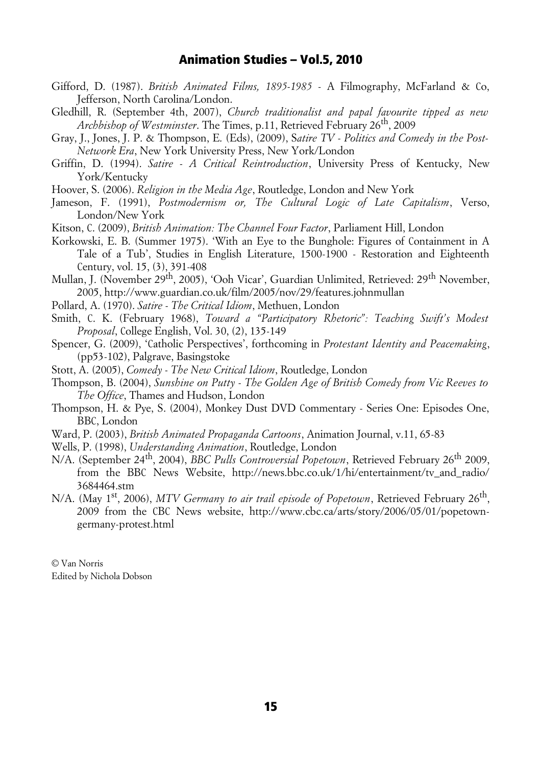Gifford, D. (1987). *British Animated Films, 1895-1985* - A Filmography, McFarland & Co, Jefferson, North Carolina/London.

Gledhill, R. (September 4th, 2007), *Church traditionalist and papal favourite tipped as new Archbishop of Westminster*. The Times, p.11, Retrieved February 26th, 2009

Gray, J., Jones, J. P. & Thompson, E. (Eds), (2009), S*atire TV - Politics and Comedy in the Post-Network Era*, New York University Press, New York/London

Griffin, D. (1994). *Satire - A Critical Reintroduction*, University Press of Kentucky, New York/Kentucky

Hoover, S. (2006). *Religion in the Media Age*, Routledge, London and New York

Jameson, F. (1991), *Postmodernism or, The Cultural Logic of Late Capitalism*, Verso, London/New York

Kitson, C. (2009), *British Animation: The Channel Four Factor*, Parliament Hill, London

Korkowski, E. B. (Summer 1975). 'With an Eye to the Bunghole: Figures of Containment in A Tale of a Tub', Studies in English Literature, 1500-1900 - Restoration and Eighteenth Century, vol. 15, (3), 391-408

Mullan, J. (November 29th, 2005), 'Ooh Vicar', Guardian Unlimited, Retrieved: 29th November, 2005, http://www.guardian.co.uk/film/2005/nov/29/features.johnmullan

Pollard, A. (1970). *Satire - The Critical Idiom*, Methuen, London

Smith, C. K. (February 1968), *Toward a "Participatory Rhetoric": Teaching Swift's Modest Proposal*, College English, Vol. 30, (2), 135-149

Spencer, G. (2009), 'Catholic Perspectives', forthcoming in *Protestant Identity and Peacemaking*, (pp53-102), Palgrave, Basingstoke

Stott, A. (2005), *Comedy - The New Critical Idiom*, Routledge, London

Thompson, B. (2004), *Sunshine on Putty - The Golden Age of British Comedy from Vic Reeves to The Office*, Thames and Hudson, London

Thompson, H. & Pye, S. (2004), Monkey Dust DVD Commentary - Series One: Episodes One, BBC, London

Ward, P. (2003), *British Animated Propaganda Cartoons*, Animation Journal, v.11, 65-83

Wells, P. (1998), *Understanding Animation*, Routledge, London

N/A. (September 24th, 2004), *BBC Pulls Controversial Popetown*, Retrieved February 26th 2009, from the BBC News Website, http://news.bbc.co.uk/1/hi/entertainment/tv_and_radio/3684464.stm

N/A. (May 1st, 2006), *MTV Germany to air trail episode of Popetown*, Retrieved February 26th, 2009 from the CBC News website, http://www.cbc.ca/arts/story/2006/05/01/popetown-germany-protest.html

© Van Norris
Edited by Nichola Dobson